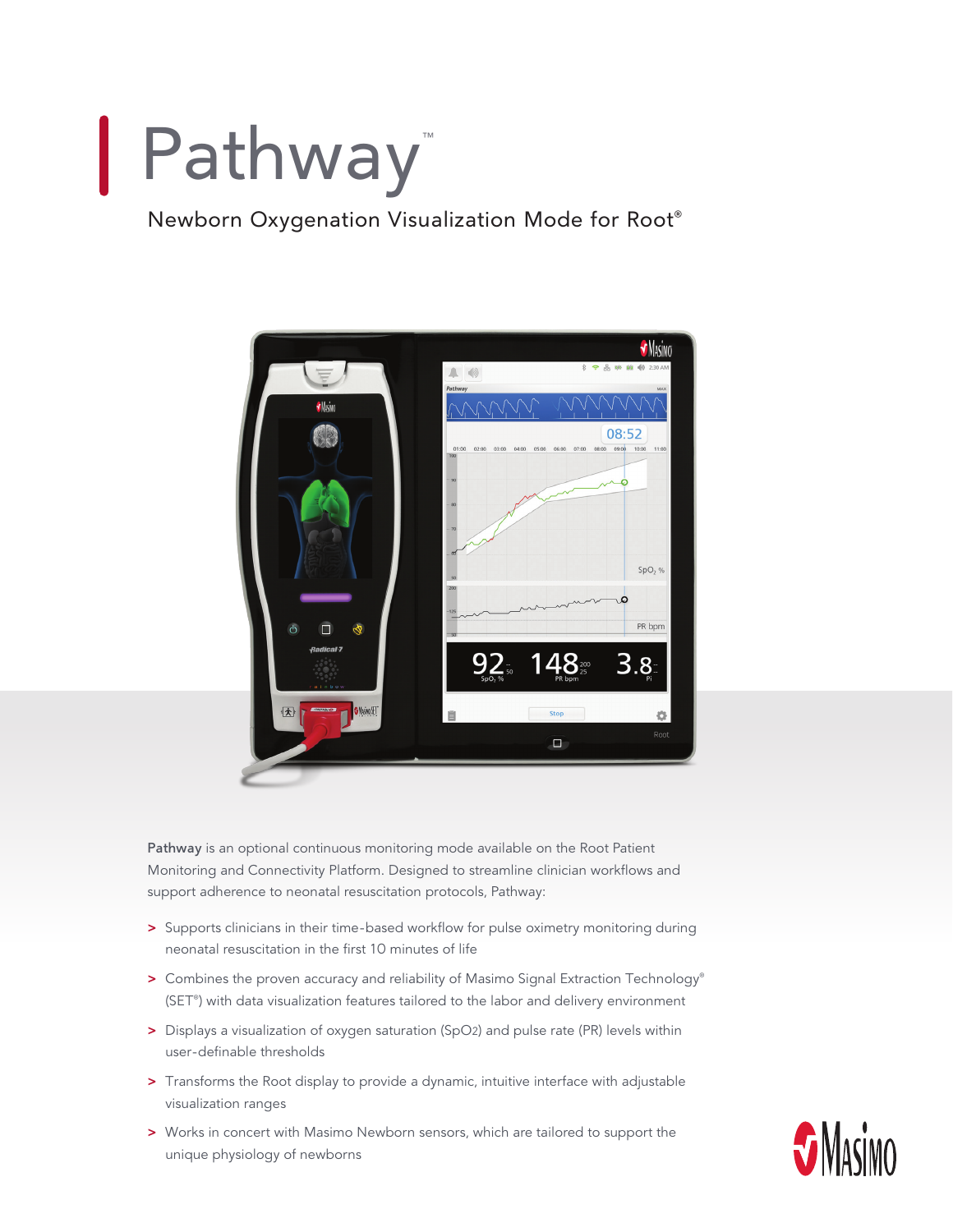# Pathway™

Newborn Oxygenation Visualization Mode for Root®

**Pathway** is an optional continuous monitoring mode available on the Root Patient Monitoring and Connectivity Platform. Designed to streamline clinician workflows and support adherence to neonatal resuscitation protocols, Pathway:

- Supports clinicians in their time-based workflow for pulse oximetry monitoring during neonatal resuscitation in the first 10 minutes of life
- Combines the proven accuracy and reliability of Masimo Signal Extraction Technology® (SET®) with data visualization features tailored to the labor and delivery environment
- Displays a visualization of oxygen saturation ($SpO_2$) and pulse rate (PR) levels within user-definable thresholds
- Transforms the Root display to provide a dynamic, intuitive interface with adjustable visualization ranges
- Works in concert with Masimo Newborn sensors, which are tailored to support the unique physiology of newborns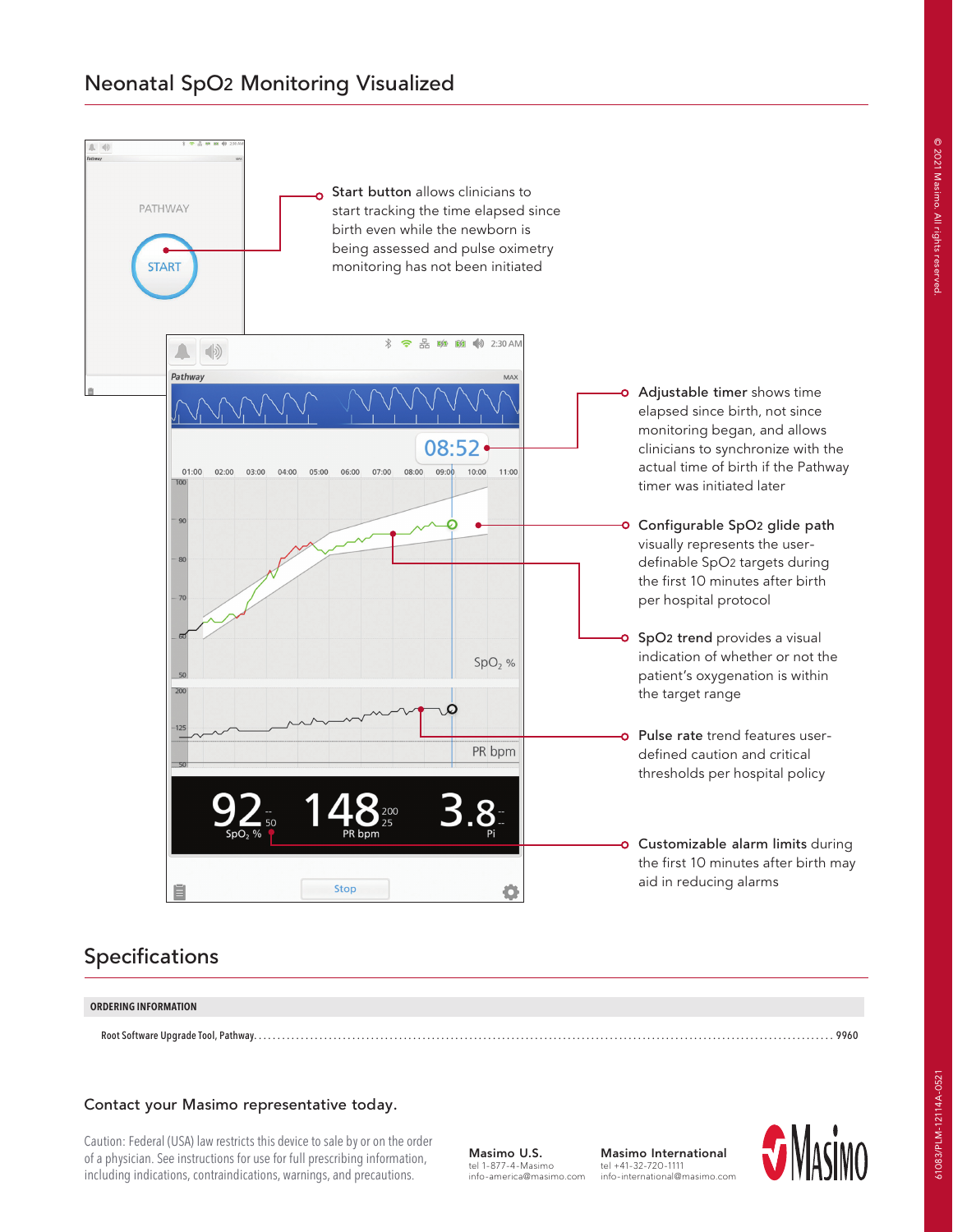## Neonatal SpO2 Monitoring Visualized

PATHWAY

START

**Start button** allows clinicians to start tracking the time elapsed since birth even while the newborn is being assessed and pulse oximetry monitoring has not been initiated

2:30 AM

Pathway

MAX

08:52

01:00 02:00 03:00 04:00 05:00 06:00 07:00 08:00 09:00 10:00 11:00

100

90

80

70

60

50

$SpO_2$ %

200

125

50

PR bpm

92 -- 50 $SpO_2$ %

148 200 25 PR bpm

3.8 -- -- Pi

Stop

**Adjustable timer** shows time elapsed since birth, not since monitoring began, and allows clinicians to synchronize with the actual time of birth if the Pathway timer was initiated later

**Configurable SpO2 glide path** visually represents the user-definable SpO2 targets during the first 10 minutes after birth per hospital protocol

**SpO2 trend** provides a visual indication of whether or not the patient's oxygenation is within the target range

**Pulse rate** trend features user-defined caution and critical thresholds per hospital policy

**Customizable alarm limits** during the first 10 minutes after birth may aid in reducing alarms

## Specifications

| ORDERING INFORMATION | |
|---|---|
| Root Software Upgrade Tool, Pathway | 9960 |

### Contact your Masimo representative today.

Caution: Federal (USA) law restricts this device to sale by or on the order of a physician. See instructions for use for full prescribing information, including indications, contraindications, warnings, and precautions.

**Masimo U.S.**
tel 1-877-4-Masimo
info-america@masimo.com

**Masimo International**
tel +41-32-720-1111
info-international@masimo.com

Masimo

© 2021 Masimo. All rights reserved.

61083/PLM-12114A-0521